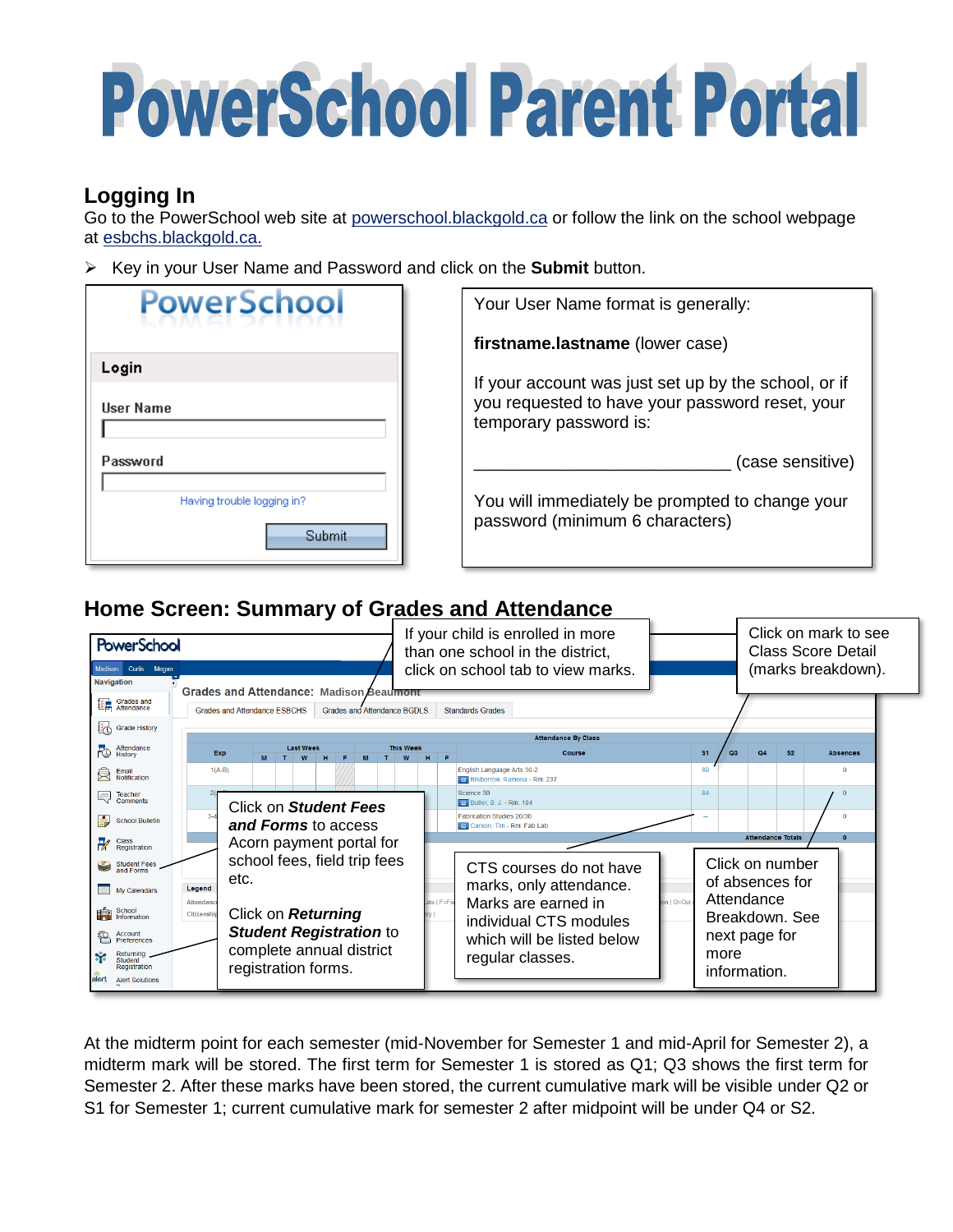# PowerSchool Parent Portal

## Logging In

Go to the PowerSchool web site at powerschool.blackgold.ca or follow the link on the school webpage at esbchs.blackgold.ca.

➢ Key in your User Name and Password and click on the **Submit** button.

PowerSchool

**Login**

User Name

Password

Having trouble logging in?

Submit

Your User Name format is generally:

**firstname.lastname** (lower case)

If your account was just set up by the school, or if you requested to have your password reset, your temporary password is:

___________________________ (case sensitive)

You will immediately be prompted to change your password (minimum 6 characters)

## Home Screen: Summary of Grades and Attendance

If your child is enrolled in more than one school in the district, click on school tab to view marks.

Click on mark to see Class Score Detail (marks breakdown).

Click on ***Student Fees and Forms*** to access Acorn payment portal for school fees, field trip fees etc.

Click on ***Returning Student Registration*** to complete annual district registration forms.

CTS courses do not have marks, only attendance. Marks are earned in individual CTS modules which will be listed below regular classes.

Click on number of absences for Attendance Breakdown. See next page for more information.

At the midterm point for each semester (mid-November for Semester 1 and mid-April for Semester 2), a midterm mark will be stored. The first term for Semester 1 is stored as Q1; Q3 shows the first term for Semester 2. After these marks have been stored, the current cumulative mark will be visible under Q2 or S1 for Semester 1; current cumulative mark for semester 2 after midpoint will be under Q4 or S2.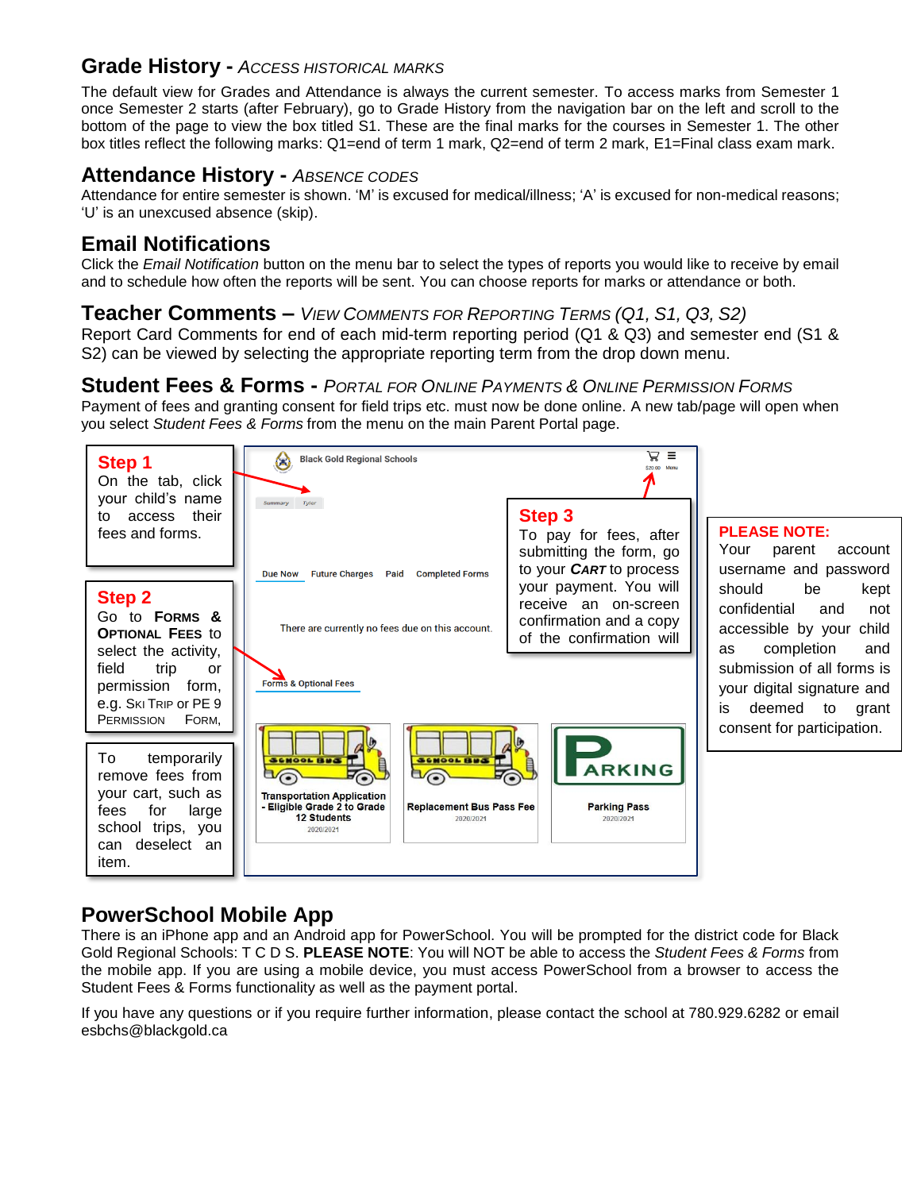## Grade History - *Access historical marks*

The default view for Grades and Attendance is always the current semester. To access marks from Semester 1 once Semester 2 starts (after February), go to Grade History from the navigation bar on the left and scroll to the bottom of the page to view the box titled S1. These are the final marks for the courses in Semester 1. The other box titles reflect the following marks: Q1=end of term 1 mark, Q2=end of term 2 mark, E1=Final class exam mark.

## Attendance History - *Absence codes*

Attendance for entire semester is shown. 'M' is excused for medical/illness; 'A' is excused for non-medical reasons; 'U' is an unexcused absence (skip).

## Email Notifications

Click the *Email Notification* button on the menu bar to select the types of reports you would like to receive by email and to schedule how often the reports will be sent. You can choose reports for marks or attendance or both.

## Teacher Comments – *View comments for reporting terms (Q1, S1, Q3, S2)*

Report Card Comments for end of each mid-term reporting period (Q1 & Q3) and semester end (S1 & S2) can be viewed by selecting the appropriate reporting term from the drop down menu.

## Student Fees & Forms - *Portal for online payments & online permission forms*

Payment of fees and granting consent for field trips etc. must now be done online. A new tab/page will open when you select *Student Fees & Forms* from the menu on the main Parent Portal page.

**Step 1**
On the tab, click your child's name to access their fees and forms.

**Step 2**
Go to **Forms & Optional Fees** to select the activity, field trip or permission form, e.g. Ski Trip or PE 9 Permission Form,

To temporarily remove fees from your cart, such as fees for large school trips, you can deselect an item.

**Step 3**
To pay for fees, after submitting the form, go to your ***Cart*** to process your payment. You will receive an on-screen confirmation and a copy of the confirmation will

Black Gold Regional Schools
Summary Tyler
Due Now Future Charges Paid Completed Forms
There are currently no fees due on this account.
Forms & Optional Fees
Transportation Application - Eligible Grade 2 to Grade 12 Students 2020/2021
Replacement Bus Pass Fee 2020/2021
Parking Pass 2020/2021

**PLEASE NOTE:**
Your parent account username and password should be kept confidential and not accessible by your child as completion and submission of all forms is your digital signature and is deemed to grant consent for participation.

## PowerSchool Mobile App

There is an iPhone app and an Android app for PowerSchool. You will be prompted for the district code for Black Gold Regional Schools: T C D S. **PLEASE NOTE**: You will NOT be able to access the *Student Fees & Forms* from the mobile app. If you are using a mobile device, you must access PowerSchool from a browser to access the Student Fees & Forms functionality as well as the payment portal.

If you have any questions or if you require further information, please contact the school at 780.929.6282 or email esbchs@blackgold.ca